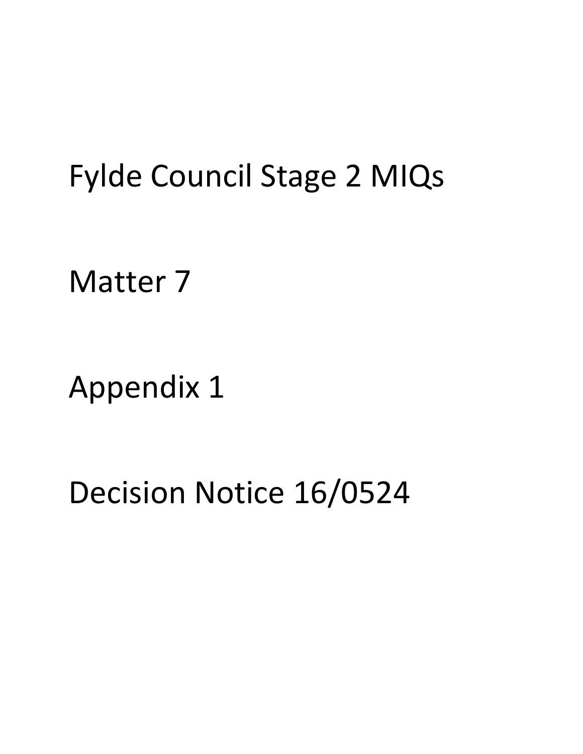# Fylde Council Stage 2 MIQs

# Matter 7

# Appendix 1

# Decision Notice 16/0524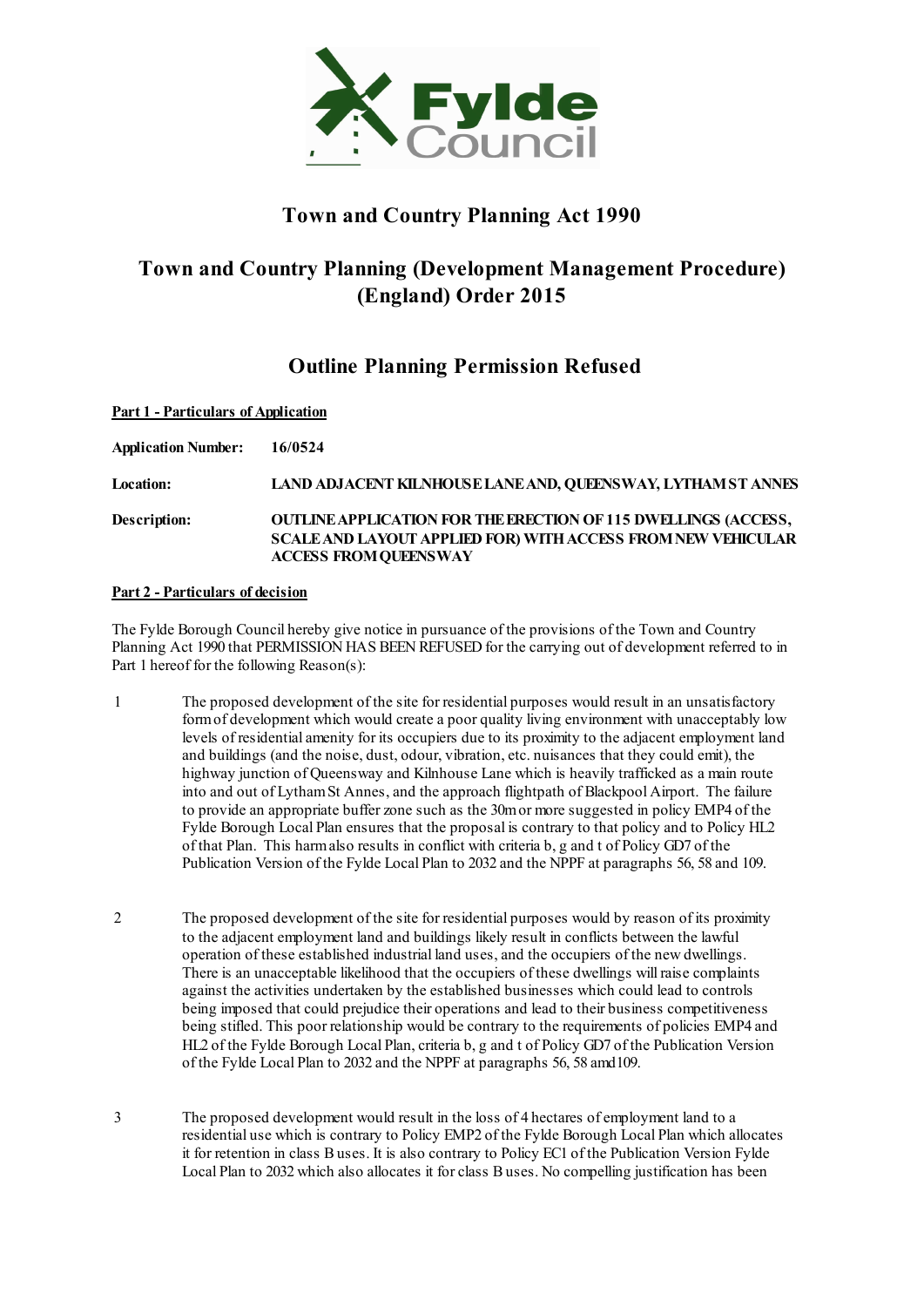# Town and Country Planning Act 1990

# Town and Country Planning (Development Management Procedure) (England) Order 2015

## Outline Planning Permission Refused

**Part 1 - Particulars of Application**

**Application Number:** **16/0524**

**Location:** **LAND ADJACENT KILNHOUSE LANE AND, QUEENSWAY, LYTHAM ST ANNES**

**Description:** **OUTLINE APPLICATION FOR THE ERECTION OF 115 DWELLINGS (ACCESS, SCALE AND LAYOUT APPLIED FOR) WITH ACCESS FROM NEW VEHICULAR ACCESS FROM QUEENSWAY**

**Part 2 - Particulars of decision**

The Fylde Borough Council hereby give notice in pursuance of the provisions of the Town and Country Planning Act 1990 that PERMISSION HAS BEEN REFUSED for the carrying out of development referred to in Part 1 hereof for the following Reason(s):

1 The proposed development of the site for residential purposes would result in an unsatisfactory form of development which would create a poor quality living environment with unacceptably low levels of residential amenity for its occupiers due to its proximity to the adjacent employment land and buildings (and the noise, dust, odour, vibration, etc. nuisances that they could emit), the highway junction of Queensway and Kilnhouse Lane which is heavily trafficked as a main route into and out of Lytham St Annes, and the approach flightpath of Blackpool Airport. The failure to provide an appropriate buffer zone such as the 30m or more suggested in policy EMP4 of the Fylde Borough Local Plan ensures that the proposal is contrary to that policy and to Policy HL2 of that Plan. This harm also results in conflict with criteria b, g and t of Policy GD7 of the Publication Version of the Fylde Local Plan to 2032 and the NPPF at paragraphs 56, 58 and 109.

2 The proposed development of the site for residential purposes would by reason of its proximity to the adjacent employment land and buildings likely result in conflicts between the lawful operation of these established industrial land uses, and the occupiers of the new dwellings. There is an unacceptable likelihood that the occupiers of these dwellings will raise complaints against the activities undertaken by the established businesses which could lead to controls being imposed that could prejudice their operations and lead to their business competitiveness being stifled. This poor relationship would be contrary to the requirements of policies EMP4 and HL2 of the Fylde Borough Local Plan, criteria b, g and t of Policy GD7 of the Publication Version of the Fylde Local Plan to 2032 and the NPPF at paragraphs 56, 58 amd 109.

3 The proposed development would result in the loss of 4 hectares of employment land to a residential use which is contrary to Policy EMP2 of the Fylde Borough Local Plan which allocates it for retention in class B uses. It is also contrary to Policy EC1 of the Publication Version Fylde Local Plan to 2032 which also allocates it for class B uses. No compelling justification has been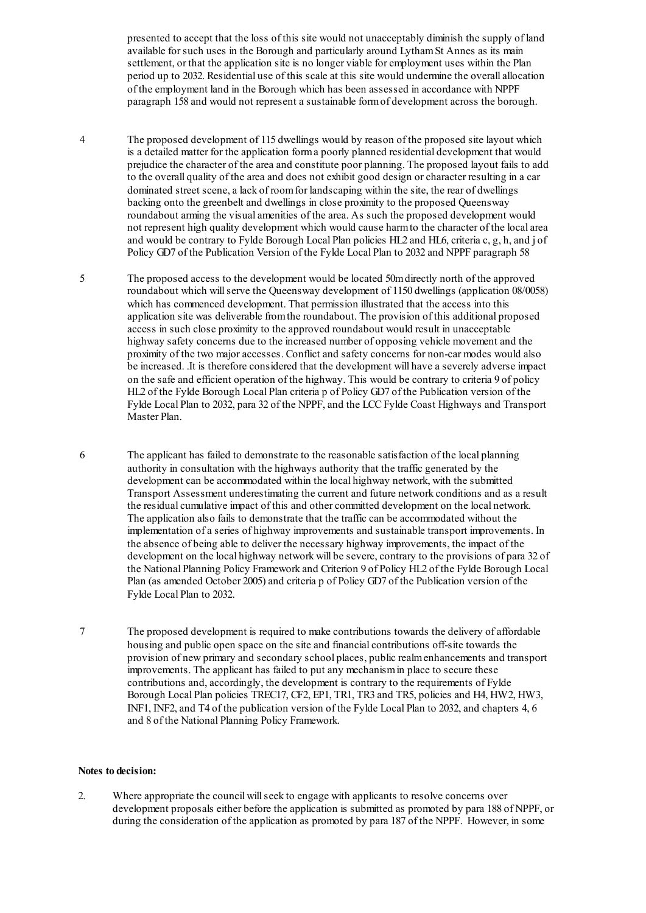presented to accept that the loss of this site would not unacceptably diminish the supply of land available for such uses in the Borough and particularly around Lytham St Annes as its main settlement, or that the application site is no longer viable for employment uses within the Plan period up to 2032. Residential use of this scale at this site would undermine the overall allocation of the employment land in the Borough which has been assessed in accordance with NPPF paragraph 158 and would not represent a sustainable form of development across the borough.

4. The proposed development of 115 dwellings would by reason of the proposed site layout which is a detailed matter for the application form a poorly planned residential development that would prejudice the character of the area and constitute poor planning. The proposed layout fails to add to the overall quality of the area and does not exhibit good design or character resulting in a car dominated street scene, a lack of room for landscaping within the site, the rear of dwellings backing onto the greenbelt and dwellings in close proximity to the proposed Queensway roundabout arming the visual amenities of the area. As such the proposed development would not represent high quality development which would cause harm to the character of the local area and would be contrary to Fylde Borough Local Plan policies HL2 and HL6, criteria c, g, h, and j of Policy GD7 of the Publication Version of the Fylde Local Plan to 2032 and NPPF paragraph 58

5. The proposed access to the development would be located 50m directly north of the approved roundabout which will serve the Queensway development of 1150 dwellings (application 08/0058) which has commenced development. That permission illustrated that the access into this application site was deliverable from the roundabout. The provision of this additional proposed access in such close proximity to the approved roundabout would result in unacceptable highway safety concerns due to the increased number of opposing vehicle movement and the proximity of the two major accesses. Conflict and safety concerns for non-car modes would also be increased. .It is therefore considered that the development will have a severely adverse impact on the safe and efficient operation of the highway. This would be contrary to criteria 9 of policy HL2 of the Fylde Borough Local Plan criteria p of Policy GD7 of the Publication version of the Fylde Local Plan to 2032, para 32 of the NPPF, and the LCC Fylde Coast Highways and Transport Master Plan.

6. The applicant has failed to demonstrate to the reasonable satisfaction of the local planning authority in consultation with the highways authority that the traffic generated by the development can be accommodated within the local highway network, with the submitted Transport Assessment underestimating the current and future network conditions and as a result the residual cumulative impact of this and other committed development on the local network. The application also fails to demonstrate that the traffic can be accommodated without the implementation of a series of highway improvements and sustainable transport improvements. In the absence of being able to deliver the necessary highway improvements, the impact of the development on the local highway network will be severe, contrary to the provisions of para 32 of the National Planning Policy Framework and Criterion 9 of Policy HL2 of the Fylde Borough Local Plan (as amended October 2005) and criteria p of Policy GD7 of the Publication version of the Fylde Local Plan to 2032.

7. The proposed development is required to make contributions towards the delivery of affordable housing and public open space on the site and financial contributions off-site towards the provision of new primary and secondary school places, public realm enhancements and transport improvements. The applicant has failed to put any mechanism in place to secure these contributions and, accordingly, the development is contrary to the requirements of Fylde Borough Local Plan policies TREC17, CF2, EP1, TR1, TR3 and TR5, policies and H4, HW2, HW3, INF1, INF2, and T4 of the publication version of the Fylde Local Plan to 2032, and chapters 4, 6 and 8 of the National Planning Policy Framework.

**Notes to decision:**

2. Where appropriate the council will seek to engage with applicants to resolve concerns over development proposals either before the application is submitted as promoted by para 188 of NPPF, or during the consideration of the application as promoted by para 187 of the NPPF. However, in some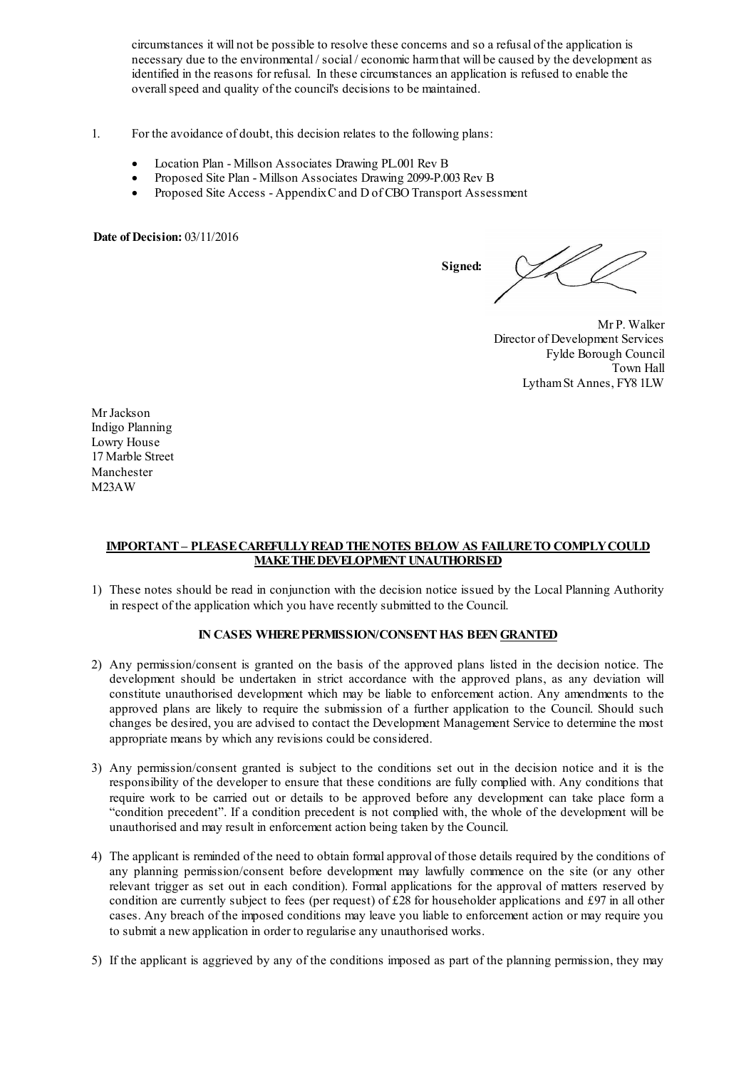circumstances it will not be possible to resolve these concerns and so a refusal of the application is necessary due to the environmental / social / economic harm that will be caused by the development as identified in the reasons for refusal. In these circumstances an application is refused to enable the overall speed and quality of the council's decisions to be maintained.

1. For the avoidance of doubt, this decision relates to the following plans:

   - Location Plan - Millson Associates Drawing PL.001 Rev B
   - Proposed Site Plan - Millson Associates Drawing 2099-P.003 Rev B
   - Proposed Site Access - Appendix C and D of CBO Transport Assessment

**Date of Decision:** 03/11/2016

**Signed:**

Mr P. Walker
Director of Development Services
Fylde Borough Council
Town Hall
Lytham St Annes, FY8 1LW

Mr Jackson
Indigo Planning
Lowry House
17 Marble Street
Manchester
M23AW

**IMPORTANT – PLEASE CAREFULLY READ THE NOTES BELOW AS FAILURE TO COMPLY COULD MAKE THE DEVELOPMENT UNAUTHORISED**

1) These notes should be read in conjunction with the decision notice issued by the Local Planning Authority in respect of the application which you have recently submitted to the Council.

**IN CASES WHERE PERMISSION/CONSENT HAS BEEN GRANTED**

2) Any permission/consent is granted on the basis of the approved plans listed in the decision notice. The development should be undertaken in strict accordance with the approved plans, as any deviation will constitute unauthorised development which may be liable to enforcement action. Any amendments to the approved plans are likely to require the submission of a further application to the Council. Should such changes be desired, you are advised to contact the Development Management Service to determine the most appropriate means by which any revisions could be considered.

3) Any permission/consent granted is subject to the conditions set out in the decision notice and it is the responsibility of the developer to ensure that these conditions are fully complied with. Any conditions that require work to be carried out or details to be approved before any development can take place form a "condition precedent". If a condition precedent is not complied with, the whole of the development will be unauthorised and may result in enforcement action being taken by the Council.

4) The applicant is reminded of the need to obtain formal approval of those details required by the conditions of any planning permission/consent before development may lawfully commence on the site (or any other relevant trigger as set out in each condition). Formal applications for the approval of matters reserved by condition are currently subject to fees (per request) of £28 for householder applications and £97 in all other cases. Any breach of the imposed conditions may leave you liable to enforcement action or may require you to submit a new application in order to regularise any unauthorised works.

5) If the applicant is aggrieved by any of the conditions imposed as part of the planning permission, they may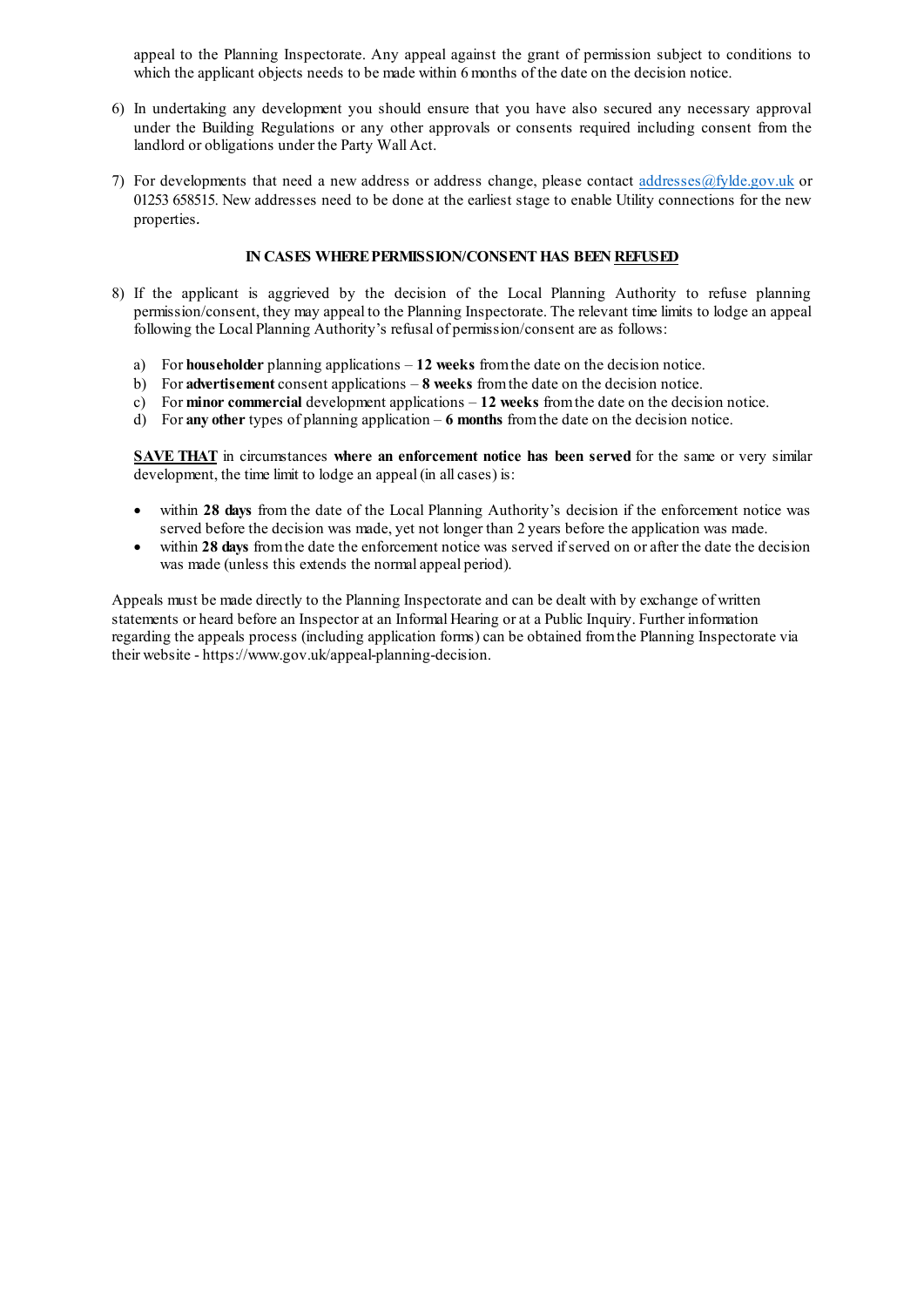appeal to the Planning Inspectorate. Any appeal against the grant of permission subject to conditions to which the applicant objects needs to be made within 6 months of the date on the decision notice.

6) In undertaking any development you should ensure that you have also secured any necessary approval under the Building Regulations or any other approvals or consents required including consent from the landlord or obligations under the Party Wall Act.

7) For developments that need a new address or address change, please contact addresses@fylde.gov.uk or 01253 658515. New addresses need to be done at the earliest stage to enable Utility connections for the new properties.

**IN CASES WHERE PERMISSION/CONSENT HAS BEEN <u>REFUSED</u>**

8) If the applicant is aggrieved by the decision of the Local Planning Authority to refuse planning permission/consent, they may appeal to the Planning Inspectorate. The relevant time limits to lodge an appeal following the Local Planning Authority's refusal of permission/consent are as follows:

   a) For **householder** planning applications – **12 weeks** from the date on the decision notice.
   b) For **advertisement** consent applications – **8 weeks** from the date on the decision notice.
   c) For **minor commercial** development applications – **12 weeks** from the date on the decision notice.
   d) For **any other** types of planning application – **6 months** from the date on the decision notice.

   **<u>SAVE THAT</u>** in circumstances **where an enforcement notice has been served** for the same or very similar development, the time limit to lodge an appeal (in all cases) is:

   - within **28 days** from the date of the Local Planning Authority's decision if the enforcement notice was served before the decision was made, yet not longer than 2 years before the application was made.
   - within **28 days** from the date the enforcement notice was served if served on or after the date the decision was made (unless this extends the normal appeal period).

Appeals must be made directly to the Planning Inspectorate and can be dealt with by exchange of written statements or heard before an Inspector at an Informal Hearing or at a Public Inquiry. Further information regarding the appeals process (including application forms) can be obtained from the Planning Inspectorate via their website - https://www.gov.uk/appeal-planning-decision.